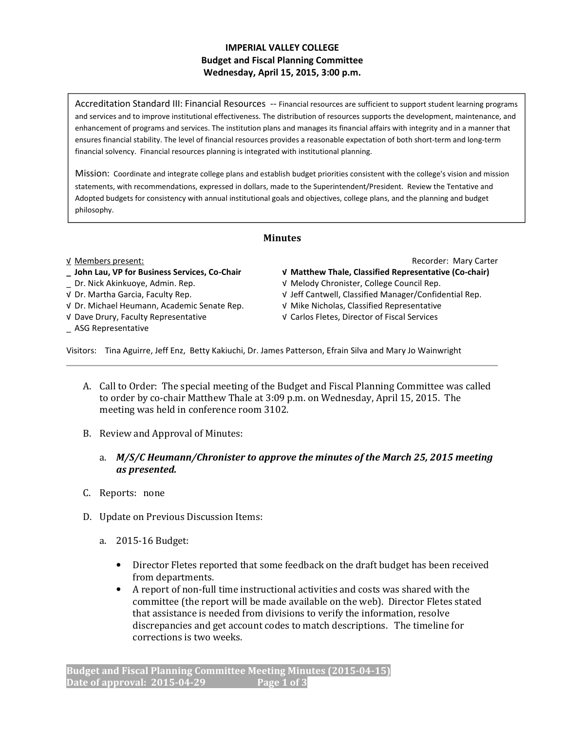**IMPERIAL VALLEY COLLEGE**
**Budget and Fiscal Planning Committee**
**Wednesday, April 15, 2015, 3:00 p.m.**

> Accreditation Standard III: Financial Resources -- Financial resources are sufficient to support student learning programs and services and to improve institutional effectiveness. The distribution of resources supports the development, maintenance, and enhancement of programs and services. The institution plans and manages its financial affairs with integrity and in a manner that ensures financial stability. The level of financial resources provides a reasonable expectation of both short-term and long-term financial solvency. Financial resources planning is integrated with institutional planning.
>
> Mission: Coordinate and integrate college plans and establish budget priorities consistent with the college's vision and mission statements, with recommendations, expressed in dollars, made to the Superintendent/President. Review the Tentative and Adopted budgets for consistency with annual institutional goals and objectives, college plans, and the planning and budget philosophy.

## Minutes

√ Members present:

Recorder: Mary Carter

_ **John Lau, VP for Business Services, Co-Chair**
_ Dr. Nick Akinkuoye, Admin. Rep.
√ Dr. Martha Garcia, Faculty Rep.
√ Dr. Michael Heumann, Academic Senate Rep.
√ Dave Drury, Faculty Representative
_ ASG Representative
**√ Matthew Thale, Classified Representative (Co-chair)**
√ Melody Chronister, College Council Rep.
√ Jeff Cantwell, Classified Manager/Confidential Rep.
√ Mike Nicholas, Classified Representative
√ Carlos Fletes, Director of Fiscal Services

Visitors: Tina Aguirre, Jeff Enz, Betty Kakiuchi, Dr. James Patterson, Efrain Silva and Mary Jo Wainwright

---

A. Call to Order: The special meeting of the Budget and Fiscal Planning Committee was called to order by co-chair Matthew Thale at 3:09 p.m. on Wednesday, April 15, 2015. The meeting was held in conference room 3102.

B. Review and Approval of Minutes:

   a. ***M/S/C Heumann/Chronister to approve the minutes of the March 25, 2015 meeting as presented.***

C. Reports: none

D. Update on Previous Discussion Items:

   a. 2015-16 Budget:

      - Director Fletes reported that some feedback on the draft budget has been received from departments.
      - A report of non-full time instructional activities and costs was shared with the committee (the report will be made available on the web). Director Fletes stated that assistance is needed from divisions to verify the information, resolve discrepancies and get account codes to match descriptions. The timeline for corrections is two weeks.

**Budget and Fiscal Planning Committee Meeting Minutes (2015-04-15)**
**Date of approval: 2015-04-29**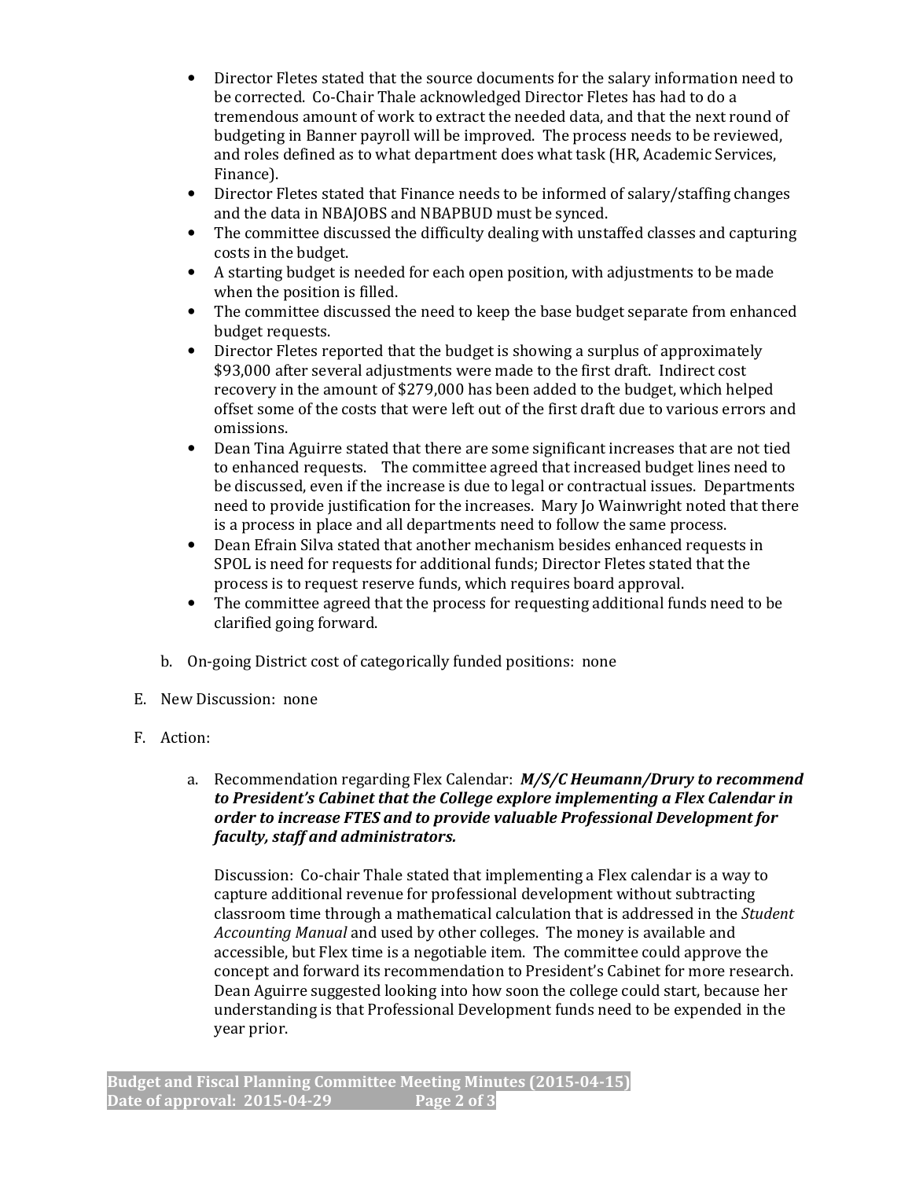- Director Fletes stated that the source documents for the salary information need to be corrected. Co-Chair Thale acknowledged Director Fletes has had to do a tremendous amount of work to extract the needed data, and that the next round of budgeting in Banner payroll will be improved. The process needs to be reviewed, and roles defined as to what department does what task (HR, Academic Services, Finance).
- Director Fletes stated that Finance needs to be informed of salary/staffing changes and the data in NBAJOBS and NBAPBUD must be synced.
- The committee discussed the difficulty dealing with unstaffed classes and capturing costs in the budget.
- A starting budget is needed for each open position, with adjustments to be made when the position is filled.
- The committee discussed the need to keep the base budget separate from enhanced budget requests.
- Director Fletes reported that the budget is showing a surplus of approximately $93,000 after several adjustments were made to the first draft. Indirect cost recovery in the amount of $279,000 has been added to the budget, which helped offset some of the costs that were left out of the first draft due to various errors and omissions.
- Dean Tina Aguirre stated that there are some significant increases that are not tied to enhanced requests. The committee agreed that increased budget lines need to be discussed, even if the increase is due to legal or contractual issues. Departments need to provide justification for the increases. Mary Jo Wainwright noted that there is a process in place and all departments need to follow the same process.
- Dean Efrain Silva stated that another mechanism besides enhanced requests in SPOL is need for requests for additional funds; Director Fletes stated that the process is to request reserve funds, which requires board approval.
- The committee agreed that the process for requesting additional funds need to be clarified going forward.

b. On-going District cost of categorically funded positions: none

E. New Discussion: none

F. Action:

a. Recommendation regarding Flex Calendar: ***M/S/C Heumann/Drury to recommend to President's Cabinet that the College explore implementing a Flex Calendar in order to increase FTES and to provide valuable Professional Development for faculty, staff and administrators.***

Discussion: Co-chair Thale stated that implementing a Flex calendar is a way to capture additional revenue for professional development without subtracting classroom time through a mathematical calculation that is addressed in the *Student Accounting Manual* and used by other colleges. The money is available and accessible, but Flex time is a negotiable item. The committee could approve the concept and forward its recommendation to President's Cabinet for more research. Dean Aguirre suggested looking into how soon the college could start, because her understanding is that Professional Development funds need to be expended in the year prior.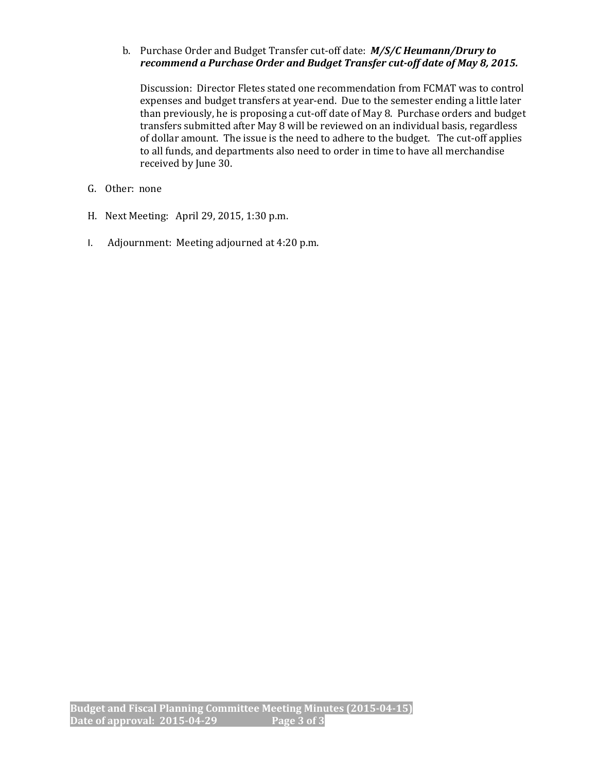b. Purchase Order and Budget Transfer cut-off date: ***M/S/C Heumann/Drury to recommend a Purchase Order and Budget Transfer cut-off date of May 8, 2015.***

   Discussion: Director Fletes stated one recommendation from FCMAT was to control expenses and budget transfers at year-end. Due to the semester ending a little later than previously, he is proposing a cut-off date of May 8. Purchase orders and budget transfers submitted after May 8 will be reviewed on an individual basis, regardless of dollar amount. The issue is the need to adhere to the budget. The cut-off applies to all funds, and departments also need to order in time to have all merchandise received by June 30.

G. Other: none

H. Next Meeting: April 29, 2015, 1:30 p.m.

I. Adjournment: Meeting adjourned at 4:20 p.m.

**Budget and Fiscal Planning Committee Meeting Minutes (2015-04-15)**
**Date of approval: 2015-04-29**